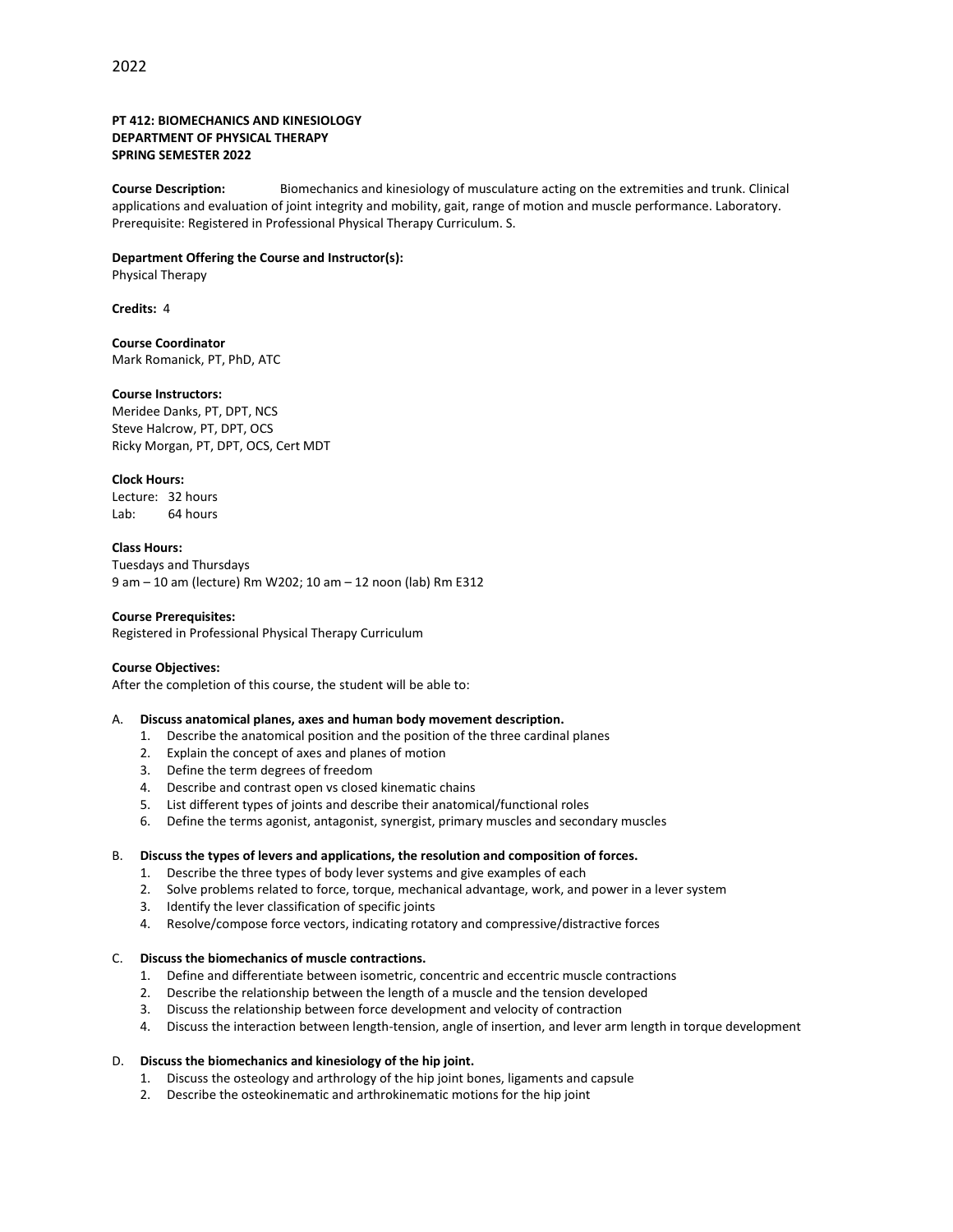2022

**PT 412: BIOMECHANICS AND KINESIOLOGY**
**DEPARTMENT OF PHYSICAL THERAPY**
**SPRING SEMESTER 2022**

**Course Description:** Biomechanics and kinesiology of musculature acting on the extremities and trunk. Clinical applications and evaluation of joint integrity and mobility, gait, range of motion and muscle performance. Laboratory. Prerequisite: Registered in Professional Physical Therapy Curriculum. S.

**Department Offering the Course and Instructor(s):**
Physical Therapy

**Credits:** 4

**Course Coordinator**
Mark Romanick, PT, PhD, ATC

**Course Instructors:**
Meridee Danks, PT, DPT, NCS
Steve Halcrow, PT, DPT, OCS
Ricky Morgan, PT, DPT, OCS, Cert MDT

**Clock Hours:**
Lecture: 32 hours
Lab: 64 hours

**Class Hours:**
Tuesdays and Thursdays
9 am – 10 am (lecture) Rm W202; 10 am – 12 noon (lab) Rm E312

**Course Prerequisites:**
Registered in Professional Physical Therapy Curriculum

**Course Objectives:**
After the completion of this course, the student will be able to:

A. **Discuss anatomical planes, axes and human body movement description.**
   1. Describe the anatomical position and the position of the three cardinal planes
   2. Explain the concept of axes and planes of motion
   3. Define the term degrees of freedom
   4. Describe and contrast open vs closed kinematic chains
   5. List different types of joints and describe their anatomical/functional roles
   6. Define the terms agonist, antagonist, synergist, primary muscles and secondary muscles

B. **Discuss the types of levers and applications, the resolution and composition of forces.**
   1. Describe the three types of body lever systems and give examples of each
   2. Solve problems related to force, torque, mechanical advantage, work, and power in a lever system
   3. Identify the lever classification of specific joints
   4. Resolve/compose force vectors, indicating rotatory and compressive/distractive forces

C. **Discuss the biomechanics of muscle contractions.**
   1. Define and differentiate between isometric, concentric and eccentric muscle contractions
   2. Describe the relationship between the length of a muscle and the tension developed
   3. Discuss the relationship between force development and velocity of contraction
   4. Discuss the interaction between length-tension, angle of insertion, and lever arm length in torque development

D. **Discuss the biomechanics and kinesiology of the hip joint.**
   1. Discuss the osteology and arthrology of the hip joint bones, ligaments and capsule
   2. Describe the osteokinematic and arthrokinematic motions for the hip joint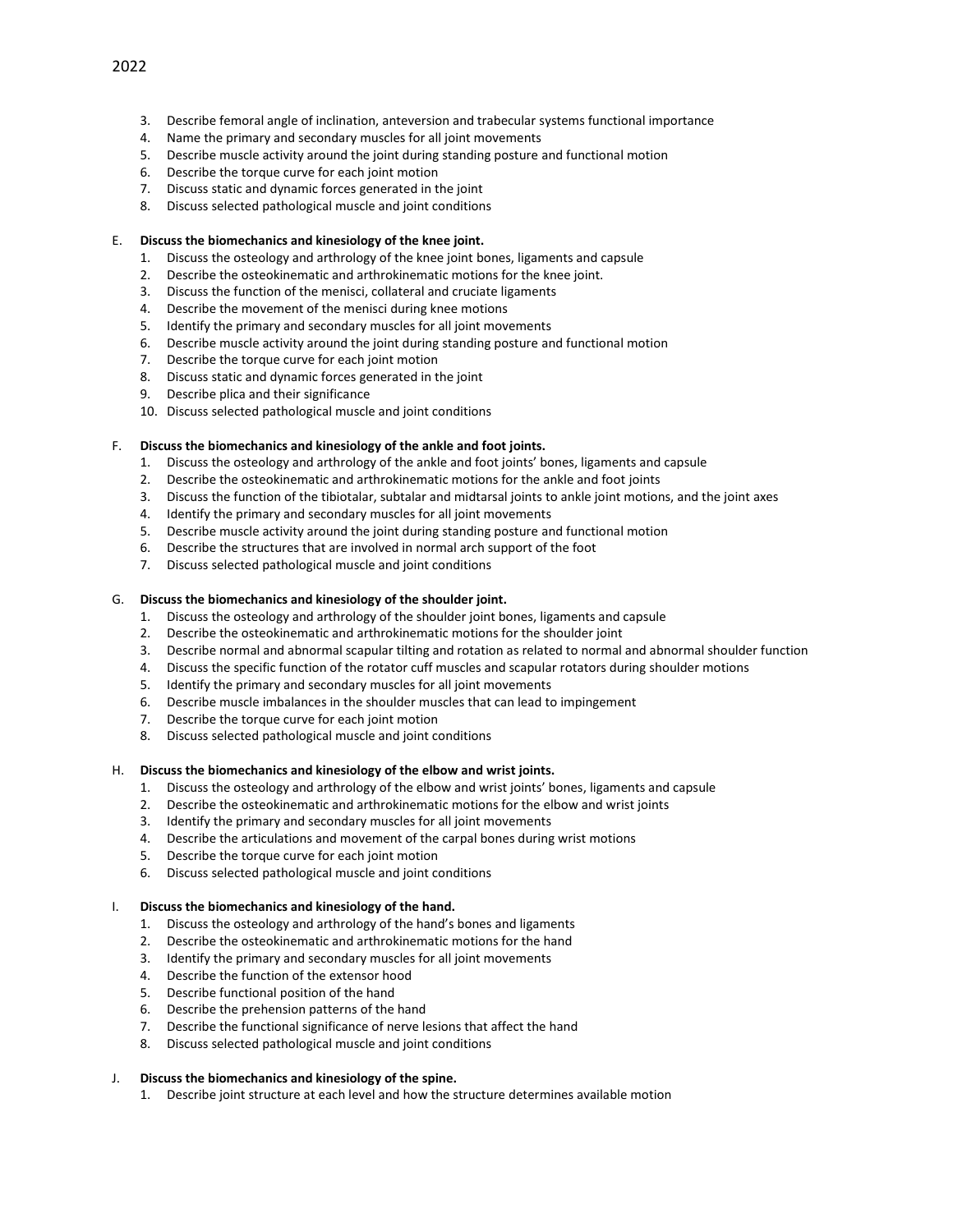3. Describe femoral angle of inclination, anteversion and trabecular systems functional importance
4. Name the primary and secondary muscles for all joint movements
5. Describe muscle activity around the joint during standing posture and functional motion
6. Describe the torque curve for each joint motion
7. Discuss static and dynamic forces generated in the joint
8. Discuss selected pathological muscle and joint conditions

E. **Discuss the biomechanics and kinesiology of the knee joint.**
   1. Discuss the osteology and arthrology of the knee joint bones, ligaments and capsule
   2. Describe the osteokinematic and arthrokinematic motions for the knee joint.
   3. Discuss the function of the menisci, collateral and cruciate ligaments
   4. Describe the movement of the menisci during knee motions
   5. Identify the primary and secondary muscles for all joint movements
   6. Describe muscle activity around the joint during standing posture and functional motion
   7. Describe the torque curve for each joint motion
   8. Discuss static and dynamic forces generated in the joint
   9. Describe plica and their significance
   10. Discuss selected pathological muscle and joint conditions

F. **Discuss the biomechanics and kinesiology of the ankle and foot joints.**
   1. Discuss the osteology and arthrology of the ankle and foot joints' bones, ligaments and capsule
   2. Describe the osteokinematic and arthrokinematic motions for the ankle and foot joints
   3. Discuss the function of the tibiotalar, subtalar and midtarsal joints to ankle joint motions, and the joint axes
   4. Identify the primary and secondary muscles for all joint movements
   5. Describe muscle activity around the joint during standing posture and functional motion
   6. Describe the structures that are involved in normal arch support of the foot
   7. Discuss selected pathological muscle and joint conditions

G. **Discuss the biomechanics and kinesiology of the shoulder joint.**
   1. Discuss the osteology and arthrology of the shoulder joint bones, ligaments and capsule
   2. Describe the osteokinematic and arthrokinematic motions for the shoulder joint
   3. Describe normal and abnormal scapular tilting and rotation as related to normal and abnormal shoulder function
   4. Discuss the specific function of the rotator cuff muscles and scapular rotators during shoulder motions
   5. Identify the primary and secondary muscles for all joint movements
   6. Describe muscle imbalances in the shoulder muscles that can lead to impingement
   7. Describe the torque curve for each joint motion
   8. Discuss selected pathological muscle and joint conditions

H. **Discuss the biomechanics and kinesiology of the elbow and wrist joints.**
   1. Discuss the osteology and arthrology of the elbow and wrist joints' bones, ligaments and capsule
   2. Describe the osteokinematic and arthrokinematic motions for the elbow and wrist joints
   3. Identify the primary and secondary muscles for all joint movements
   4. Describe the articulations and movement of the carpal bones during wrist motions
   5. Describe the torque curve for each joint motion
   6. Discuss selected pathological muscle and joint conditions

I. **Discuss the biomechanics and kinesiology of the hand.**
   1. Discuss the osteology and arthrology of the hand's bones and ligaments
   2. Describe the osteokinematic and arthrokinematic motions for the hand
   3. Identify the primary and secondary muscles for all joint movements
   4. Describe the function of the extensor hood
   5. Describe functional position of the hand
   6. Describe the prehension patterns of the hand
   7. Describe the functional significance of nerve lesions that affect the hand
   8. Discuss selected pathological muscle and joint conditions

J. **Discuss the biomechanics and kinesiology of the spine.**
   1. Describe joint structure at each level and how the structure determines available motion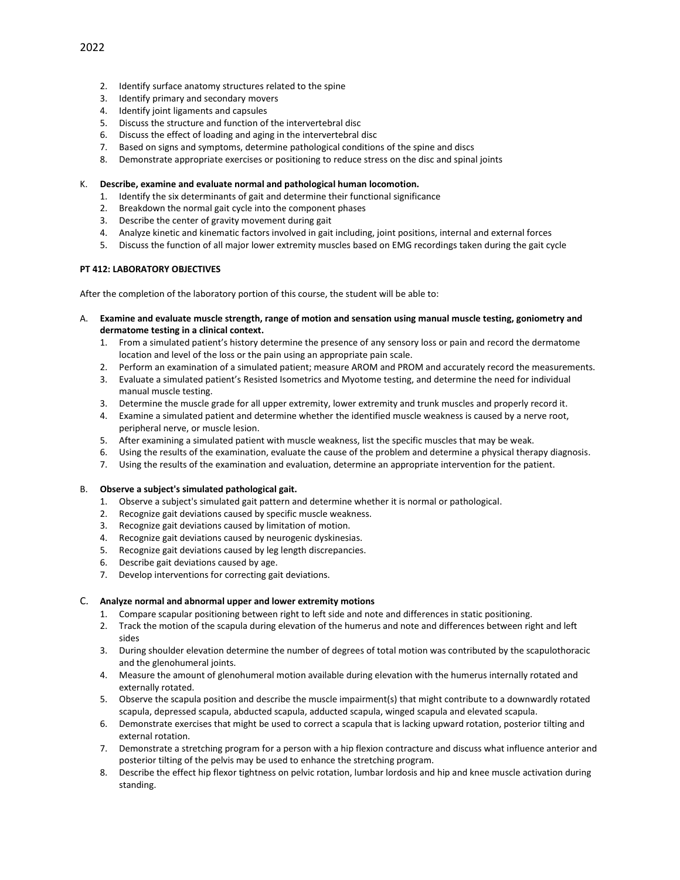2. Identify surface anatomy structures related to the spine
3. Identify primary and secondary movers
4. Identify joint ligaments and capsules
5. Discuss the structure and function of the intervertebral disc
6. Discuss the effect of loading and aging in the intervertebral disc
7. Based on signs and symptoms, determine pathological conditions of the spine and discs
8. Demonstrate appropriate exercises or positioning to reduce stress on the disc and spinal joints

K. **Describe, examine and evaluate normal and pathological human locomotion.**
   1. Identify the six determinants of gait and determine their functional significance
   2. Breakdown the normal gait cycle into the component phases
   3. Describe the center of gravity movement during gait
   4. Analyze kinetic and kinematic factors involved in gait including, joint positions, internal and external forces
   5. Discuss the function of all major lower extremity muscles based on EMG recordings taken during the gait cycle

**PT 412: LABORATORY OBJECTIVES**

After the completion of the laboratory portion of this course, the student will be able to:

A. **Examine and evaluate muscle strength, range of motion and sensation using manual muscle testing, goniometry and dermatome testing in a clinical context.**
   1. From a simulated patient's history determine the presence of any sensory loss or pain and record the dermatome location and level of the loss or the pain using an appropriate pain scale.
   2. Perform an examination of a simulated patient; measure AROM and PROM and accurately record the measurements.
   3. Evaluate a simulated patient's Resisted Isometrics and Myotome testing, and determine the need for individual manual muscle testing.
   3. Determine the muscle grade for all upper extremity, lower extremity and trunk muscles and properly record it.
   4. Examine a simulated patient and determine whether the identified muscle weakness is caused by a nerve root, peripheral nerve, or muscle lesion.
   5. After examining a simulated patient with muscle weakness, list the specific muscles that may be weak.
   6. Using the results of the examination, evaluate the cause of the problem and determine a physical therapy diagnosis.
   7. Using the results of the examination and evaluation, determine an appropriate intervention for the patient.

B. **Observe a subject's simulated pathological gait.**
   1. Observe a subject's simulated gait pattern and determine whether it is normal or pathological.
   2. Recognize gait deviations caused by specific muscle weakness.
   3. Recognize gait deviations caused by limitation of motion.
   4. Recognize gait deviations caused by neurogenic dyskinesias.
   5. Recognize gait deviations caused by leg length discrepancies.
   6. Describe gait deviations caused by age.
   7. Develop interventions for correcting gait deviations.

C. **Analyze normal and abnormal upper and lower extremity motions**
   1. Compare scapular positioning between right to left side and note and differences in static positioning.
   2. Track the motion of the scapula during elevation of the humerus and note and differences between right and left sides
   3. During shoulder elevation determine the number of degrees of total motion was contributed by the scapulothoracic and the glenohumeral joints.
   4. Measure the amount of glenohumeral motion available during elevation with the humerus internally rotated and externally rotated.
   5. Observe the scapula position and describe the muscle impairment(s) that might contribute to a downwardly rotated scapula, depressed scapula, abducted scapula, adducted scapula, winged scapula and elevated scapula.
   6. Demonstrate exercises that might be used to correct a scapula that is lacking upward rotation, posterior tilting and external rotation.
   7. Demonstrate a stretching program for a person with a hip flexion contracture and discuss what influence anterior and posterior tilting of the pelvis may be used to enhance the stretching program.
   8. Describe the effect hip flexor tightness on pelvic rotation, lumbar lordosis and hip and knee muscle activation during standing.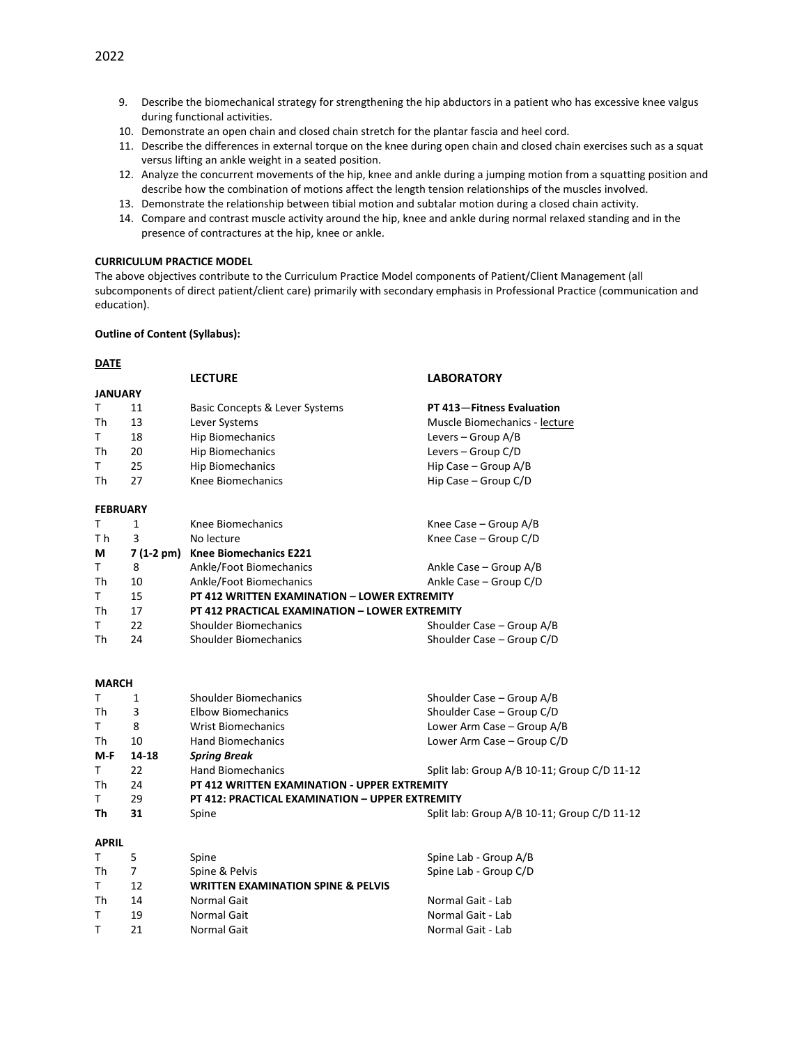9. Describe the biomechanical strategy for strengthening the hip abductors in a patient who has excessive knee valgus during functional activities.
10. Demonstrate an open chain and closed chain stretch for the plantar fascia and heel cord.
11. Describe the differences in external torque on the knee during open chain and closed chain exercises such as a squat versus lifting an ankle weight in a seated position.
12. Analyze the concurrent movements of the hip, knee and ankle during a jumping motion from a squatting position and describe how the combination of motions affect the length tension relationships of the muscles involved.
13. Demonstrate the relationship between tibial motion and subtalar motion during a closed chain activity.
14. Compare and contrast muscle activity around the hip, knee and ankle during normal relaxed standing and in the presence of contractures at the hip, knee or ankle.

**CURRICULUM PRACTICE MODEL**

The above objectives contribute to the Curriculum Practice Model components of Patient/Client Management (all subcomponents of direct patient/client care) primarily with secondary emphasis in Professional Practice (communication and education).

**Outline of Content (Syllabus):**

| **DATE** | | **LECTURE** | **LABORATORY** |
|---|---|---|---|
| **JANUARY** | | | |
| T | 11 | Basic Concepts & Lever Systems | **PT 413—Fitness Evaluation** |
| Th | 13 | Lever Systems | Muscle Biomechanics - lecture |
| T | 18 | Hip Biomechanics | Levers – Group A/B |
| Th | 20 | Hip Biomechanics | Levers – Group C/D |
| T | 25 | Hip Biomechanics | Hip Case – Group A/B |
| Th | 27 | Knee Biomechanics | Hip Case – Group C/D |
| **FEBRUARY** | | | |
| T | 1 | Knee Biomechanics | Knee Case – Group A/B |
| Th | 3 | No lecture | Knee Case – Group C/D |
| **M** | **7 (1-2 pm)** | **Knee Biomechanics E221** | |
| T | 8 | Ankle/Foot Biomechanics | Ankle Case – Group A/B |
| Th | 10 | Ankle/Foot Biomechanics | Ankle Case – Group C/D |
| T | 15 | **PT 412 WRITTEN EXAMINATION – LOWER EXTREMITY** | |
| Th | 17 | **PT 412 PRACTICAL EXAMINATION – LOWER EXTREMITY** | |
| T | 22 | Shoulder Biomechanics | Shoulder Case – Group A/B |
| Th | 24 | Shoulder Biomechanics | Shoulder Case – Group C/D |
| **MARCH** | | | |
| T | 1 | Shoulder Biomechanics | Shoulder Case – Group A/B |
| Th | 3 | Elbow Biomechanics | Shoulder Case – Group C/D |
| T | 8 | Wrist Biomechanics | Lower Arm Case – Group A/B |
| Th | 10 | Hand Biomechanics | Lower Arm Case – Group C/D |
| **M-F** | **14-18** | ***Spring Break*** | |
| T | 22 | Hand Biomechanics | Split lab: Group A/B 10-11; Group C/D 11-12 |
| Th | 24 | **PT 412 WRITTEN EXAMINATION - UPPER EXTREMITY** | |
| T | 29 | **PT 412: PRACTICAL EXAMINATION – UPPER EXTREMITY** | |
| **Th** | **31** | Spine | Split lab: Group A/B 10-11; Group C/D 11-12 |
| **APRIL** | | | |
| T | 5 | Spine | Spine Lab - Group A/B |
| Th | 7 | Spine & Pelvis | Spine Lab - Group C/D |
| T | 12 | **WRITTEN EXAMINATION SPINE & PELVIS** | |
| Th | 14 | Normal Gait | Normal Gait - Lab |
| T | 19 | Normal Gait | Normal Gait - Lab |
| T | 21 | Normal Gait | Normal Gait - Lab |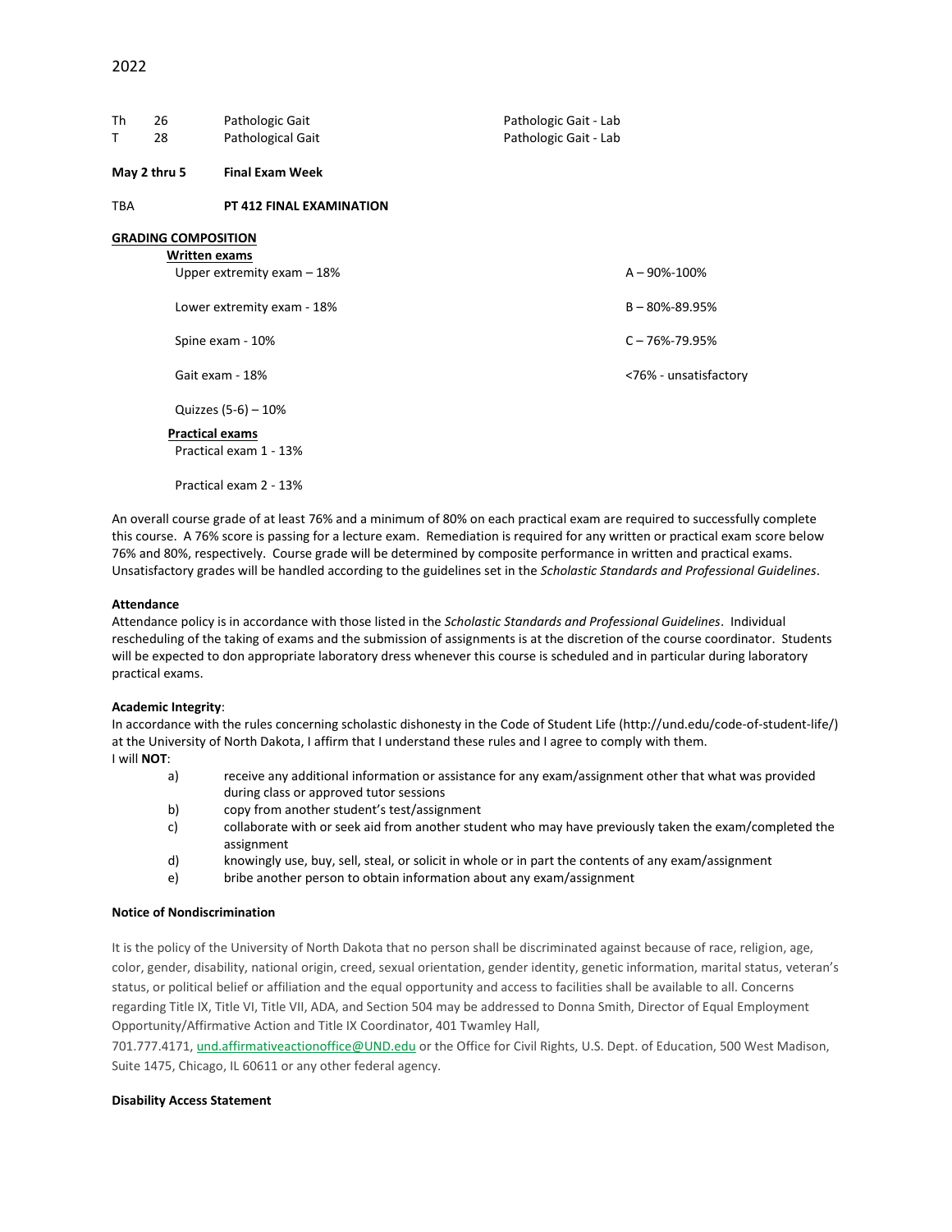2022

| | | | |
|---|---|---|---|
| Th | 26 | Pathologic Gait | Pathologic Gait - Lab |
| T | 28 | Pathological Gait | Pathologic Gait - Lab |

**May 2 thru 5** **Final Exam Week**

TBA **PT 412 FINAL EXAMINATION**

**GRADING COMPOSITION**

| Component | Grade Scale |
|---|---|
| **Written exams** | |
| Upper extremity exam – 18% | A – 90%-100% |
| Lower extremity exam - 18% | B – 80%-89.95% |
| Spine exam - 10% | C – 76%-79.95% |
| Gait exam - 18% | <76% - unsatisfactory |
| Quizzes (5-6) – 10% | |
| **Practical exams** | |
| Practical exam 1 - 13% | |
| Practical exam 2 - 13% | |

An overall course grade of at least 76% and a minimum of 80% on each practical exam are required to successfully complete this course. A 76% score is passing for a lecture exam. Remediation is required for any written or practical exam score below 76% and 80%, respectively. Course grade will be determined by composite performance in written and practical exams. Unsatisfactory grades will be handled according to the guidelines set in the *Scholastic Standards and Professional Guidelines*.

**Attendance**

Attendance policy is in accordance with those listed in the *Scholastic Standards and Professional Guidelines*. Individual rescheduling of the taking of exams and the submission of assignments is at the discretion of the course coordinator. Students will be expected to don appropriate laboratory dress whenever this course is scheduled and in particular during laboratory practical exams.

**Academic Integrity**:

In accordance with the rules concerning scholastic dishonesty in the Code of Student Life (http://und.edu/code-of-student-life/) at the University of North Dakota, I affirm that I understand these rules and I agree to comply with them.

I will **NOT**:

a) receive any additional information or assistance for any exam/assignment other that what was provided during class or approved tutor sessions
b) copy from another student's test/assignment
c) collaborate with or seek aid from another student who may have previously taken the exam/completed the assignment
d) knowingly use, buy, sell, steal, or solicit in whole or in part the contents of any exam/assignment
e) bribe another person to obtain information about any exam/assignment

**Notice of Nondiscrimination**

It is the policy of the University of North Dakota that no person shall be discriminated against because of race, religion, age, color, gender, disability, national origin, creed, sexual orientation, gender identity, genetic information, marital status, veteran's status, or political belief or affiliation and the equal opportunity and access to facilities shall be available to all. Concerns regarding Title IX, Title VI, Title VII, ADA, and Section 504 may be addressed to Donna Smith, Director of Equal Employment Opportunity/Affirmative Action and Title IX Coordinator, 401 Twamley Hall, 701.777.4171, und.affirmativeactionoffice@UND.edu or the Office for Civil Rights, U.S. Dept. of Education, 500 West Madison, Suite 1475, Chicago, IL 60611 or any other federal agency.

**Disability Access Statement**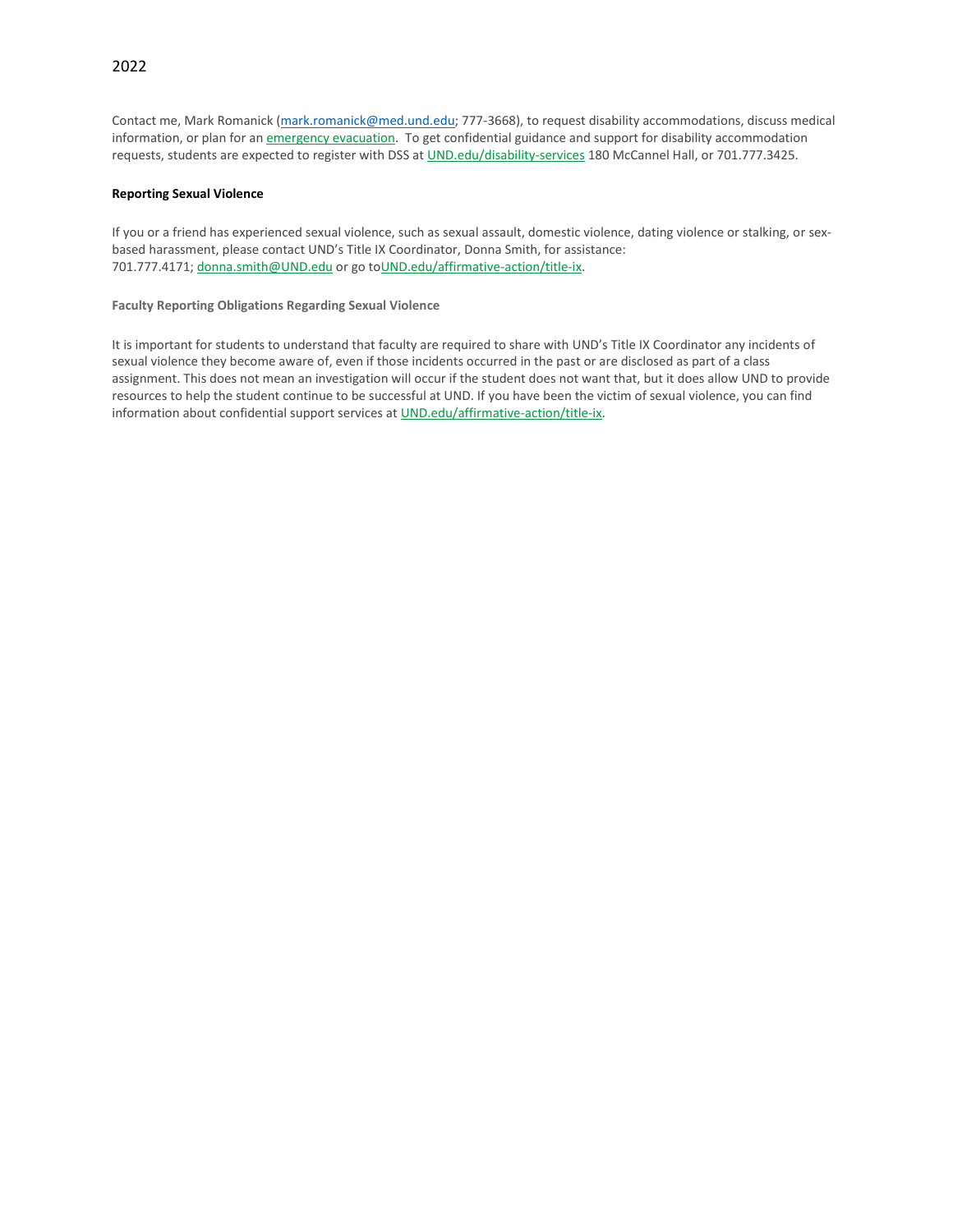Contact me, Mark Romanick (mark.romanick@med.und.edu; 777-3668), to request disability accommodations, discuss medical information, or plan for an emergency evacuation. To get confidential guidance and support for disability accommodation requests, students are expected to register with DSS at UND.edu/disability-services 180 McCannel Hall, or 701.777.3425.

**Reporting Sexual Violence**

If you or a friend has experienced sexual violence, such as sexual assault, domestic violence, dating violence or stalking, or sex-based harassment, please contact UND's Title IX Coordinator, Donna Smith, for assistance: 701.777.4171; donna.smith@UND.edu or go toUND.edu/affirmative-action/title-ix.

**Faculty Reporting Obligations Regarding Sexual Violence**

It is important for students to understand that faculty are required to share with UND's Title IX Coordinator any incidents of sexual violence they become aware of, even if those incidents occurred in the past or are disclosed as part of a class assignment. This does not mean an investigation will occur if the student does not want that, but it does allow UND to provide resources to help the student continue to be successful at UND. If you have been the victim of sexual violence, you can find information about confidential support services at UND.edu/affirmative-action/title-ix.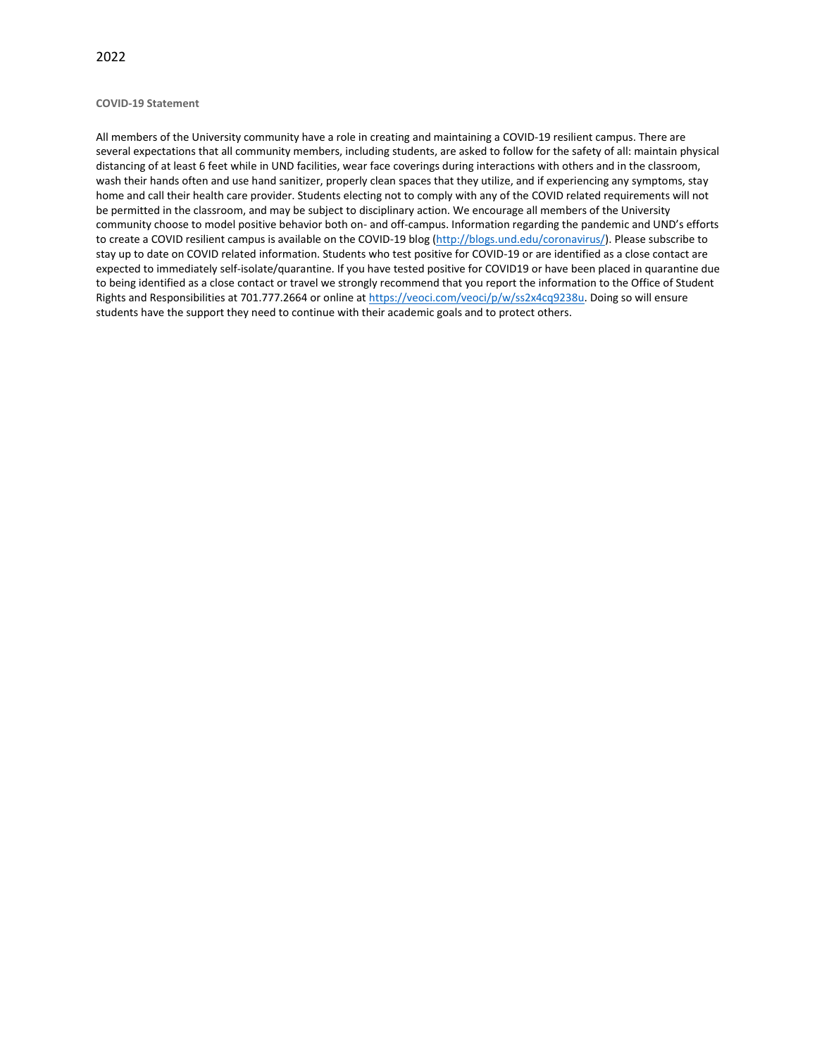2022

**COVID-19 Statement**

All members of the University community have a role in creating and maintaining a COVID-19 resilient campus. There are several expectations that all community members, including students, are asked to follow for the safety of all: maintain physical distancing of at least 6 feet while in UND facilities, wear face coverings during interactions with others and in the classroom, wash their hands often and use hand sanitizer, properly clean spaces that they utilize, and if experiencing any symptoms, stay home and call their health care provider. Students electing not to comply with any of the COVID related requirements will not be permitted in the classroom, and may be subject to disciplinary action. We encourage all members of the University community choose to model positive behavior both on- and off-campus. Information regarding the pandemic and UND's efforts to create a COVID resilient campus is available on the COVID-19 blog (http://blogs.und.edu/coronavirus/). Please subscribe to stay up to date on COVID related information. Students who test positive for COVID-19 or are identified as a close contact are expected to immediately self-isolate/quarantine. If you have tested positive for COVID19 or have been placed in quarantine due to being identified as a close contact or travel we strongly recommend that you report the information to the Office of Student Rights and Responsibilities at 701.777.2664 or online at https://veoci.com/veoci/p/w/ss2x4cq9238u. Doing so will ensure students have the support they need to continue with their academic goals and to protect others.